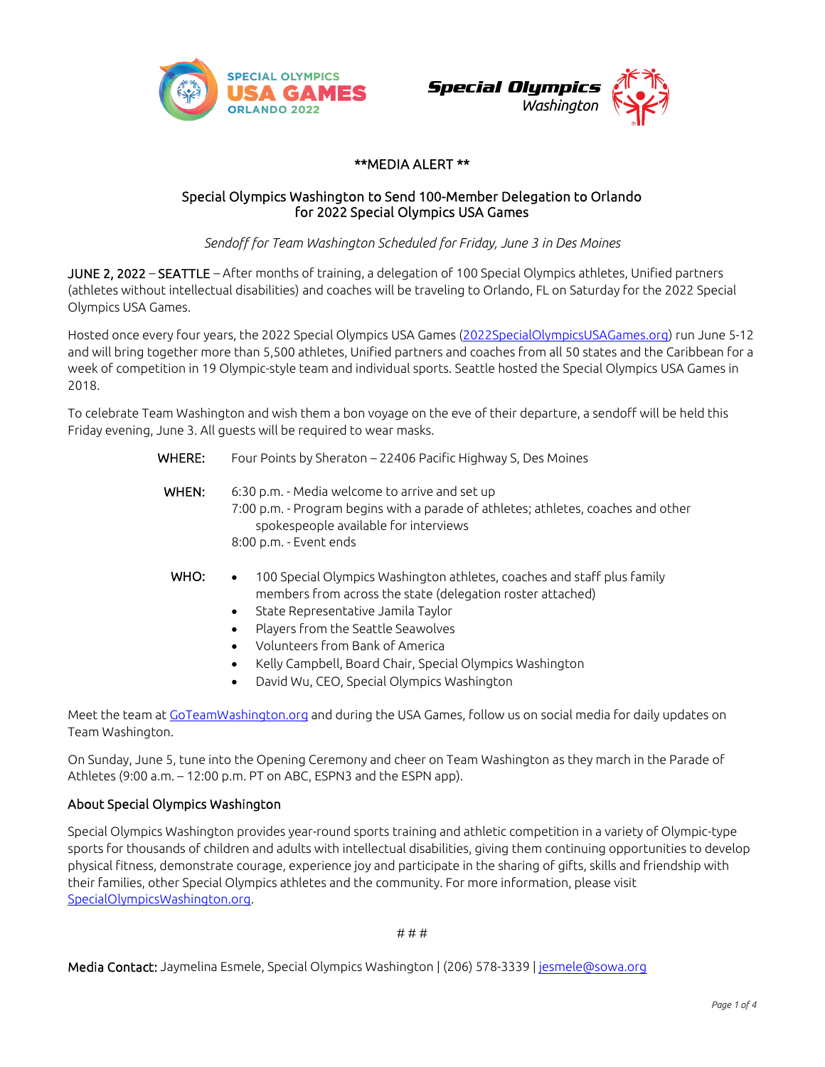**MEDIA ALERT **

## Special Olympics Washington to Send 100-Member Delegation to Orlando for 2022 Special Olympics USA Games

*Sendoff for Team Washington Scheduled for Friday, June 3 in Des Moines*

JUNE 2, 2022 – SEATTLE – After months of training, a delegation of 100 Special Olympics athletes, Unified partners (athletes without intellectual disabilities) and coaches will be traveling to Orlando, FL on Saturday for the 2022 Special Olympics USA Games.

Hosted once every four years, the 2022 Special Olympics USA Games (2022SpecialOlympicsUSAGames.org) run June 5-12 and will bring together more than 5,500 athletes, Unified partners and coaches from all 50 states and the Caribbean for a week of competition in 19 Olympic-style team and individual sports. Seattle hosted the Special Olympics USA Games in 2018.

To celebrate Team Washington and wish them a bon voyage on the eve of their departure, a sendoff will be held this Friday evening, June 3. All guests will be required to wear masks.

**WHERE:** Four Points by Sheraton – 22406 Pacific Highway S, Des Moines

**WHEN:**
6:30 p.m. - Media welcome to arrive and set up
7:00 p.m. - Program begins with a parade of athletes; athletes, coaches and other spokespeople available for interviews
8:00 p.m. - Event ends

**WHO:**
- 100 Special Olympics Washington athletes, coaches and staff plus family members from across the state (delegation roster attached)
- State Representative Jamila Taylor
- Players from the Seattle Seawolves
- Volunteers from Bank of America
- Kelly Campbell, Board Chair, Special Olympics Washington
- David Wu, CEO, Special Olympics Washington

Meet the team at GoTeamWashington.org and during the USA Games, follow us on social media for daily updates on Team Washington.

On Sunday, June 5, tune into the Opening Ceremony and cheer on Team Washington as they march in the Parade of Athletes (9:00 a.m. – 12:00 p.m. PT on ABC, ESPN3 and the ESPN app).

### About Special Olympics Washington

Special Olympics Washington provides year-round sports training and athletic competition in a variety of Olympic-type sports for thousands of children and adults with intellectual disabilities, giving them continuing opportunities to develop physical fitness, demonstrate courage, experience joy and participate in the sharing of gifts, skills and friendship with their families, other Special Olympics athletes and the community. For more information, please visit SpecialOlympicsWashington.org.

# # #

**Media Contact:** Jaymelina Esmele, Special Olympics Washington | (206) 578-3339 | jesmele@sowa.org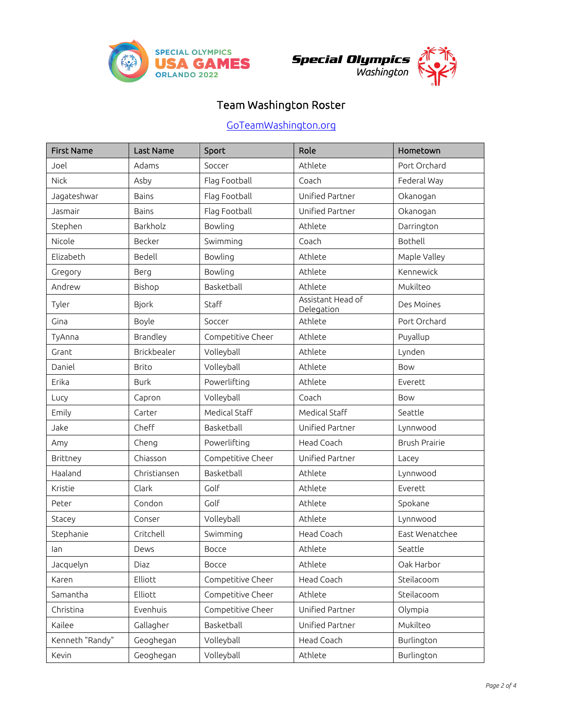SPECIAL OLYMPICS USA GAMES ORLANDO 2022

Special Olympics Washington

# Team Washington Roster

[GoTeamWashington.org](GoTeamWashington.org)

| First Name | Last Name | Sport | Role | Hometown |
|---|---|---|---|---|
| Joel | Adams | Soccer | Athlete | Port Orchard |
| Nick | Asby | Flag Football | Coach | Federal Way |
| Jagateshwar | Bains | Flag Football | Unified Partner | Okanogan |
| Jasmair | Bains | Flag Football | Unified Partner | Okanogan |
| Stephen | Barkholz | Bowling | Athlete | Darrington |
| Nicole | Becker | Swimming | Coach | Bothell |
| Elizabeth | Bedell | Bowling | Athlete | Maple Valley |
| Gregory | Berg | Bowling | Athlete | Kennewick |
| Andrew | Bishop | Basketball | Athlete | Mukilteo |
| Tyler | Bjork | Staff | Assistant Head of Delegation | Des Moines |
| Gina | Boyle | Soccer | Athlete | Port Orchard |
| TyAnna | Brandley | Competitive Cheer | Athlete | Puyallup |
| Grant | Brickbealer | Volleyball | Athlete | Lynden |
| Daniel | Brito | Volleyball | Athlete | Bow |
| Erika | Burk | Powerlifting | Athlete | Everett |
| Lucy | Capron | Volleyball | Coach | Bow |
| Emily | Carter | Medical Staff | Medical Staff | Seattle |
| Jake | Cheff | Basketball | Unified Partner | Lynnwood |
| Amy | Cheng | Powerlifting | Head Coach | Brush Prairie |
| Brittney | Chiasson | Competitive Cheer | Unified Partner | Lacey |
| Haaland | Christiansen | Basketball | Athlete | Lynnwood |
| Kristie | Clark | Golf | Athlete | Everett |
| Peter | Condon | Golf | Athlete | Spokane |
| Stacey | Conser | Volleyball | Athlete | Lynnwood |
| Stephanie | Critchell | Swimming | Head Coach | East Wenatchee |
| Ian | Dews | Bocce | Athlete | Seattle |
| Jacquelyn | Diaz | Bocce | Athlete | Oak Harbor |
| Karen | Elliott | Competitive Cheer | Head Coach | Steilacoom |
| Samantha | Elliott | Competitive Cheer | Athlete | Steilacoom |
| Christina | Evenhuis | Competitive Cheer | Unified Partner | Olympia |
| Kailee | Gallagher | Basketball | Unified Partner | Mukilteo |
| Kenneth "Randy" | Geoghegan | Volleyball | Head Coach | Burlington |
| Kevin | Geoghegan | Volleyball | Athlete | Burlington |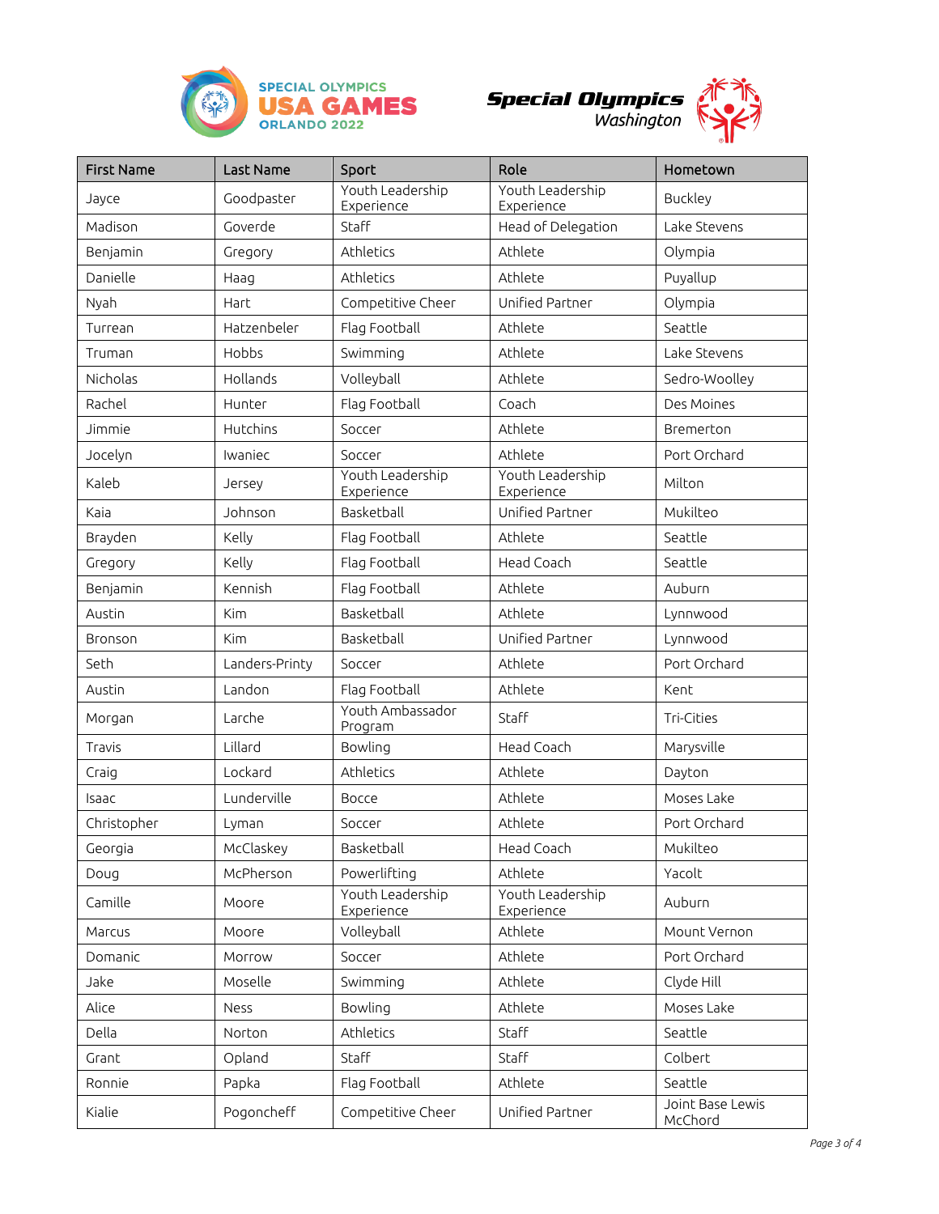| First Name | Last Name | Sport | Role | Hometown |
|---|---|---|---|---|
| Jayce | Goodpaster | Youth Leadership Experience | Youth Leadership Experience | Buckley |
| Madison | Goverde | Staff | Head of Delegation | Lake Stevens |
| Benjamin | Gregory | Athletics | Athlete | Olympia |
| Danielle | Haag | Athletics | Athlete | Puyallup |
| Nyah | Hart | Competitive Cheer | Unified Partner | Olympia |
| Turrean | Hatzenbeler | Flag Football | Athlete | Seattle |
| Truman | Hobbs | Swimming | Athlete | Lake Stevens |
| Nicholas | Hollands | Volleyball | Athlete | Sedro-Woolley |
| Rachel | Hunter | Flag Football | Coach | Des Moines |
| Jimmie | Hutchins | Soccer | Athlete | Bremerton |
| Jocelyn | Iwaniec | Soccer | Athlete | Port Orchard |
| Kaleb | Jersey | Youth Leadership Experience | Youth Leadership Experience | Milton |
| Kaia | Johnson | Basketball | Unified Partner | Mukilteo |
| Brayden | Kelly | Flag Football | Athlete | Seattle |
| Gregory | Kelly | Flag Football | Head Coach | Seattle |
| Benjamin | Kennish | Flag Football | Athlete | Auburn |
| Austin | Kim | Basketball | Athlete | Lynnwood |
| Bronson | Kim | Basketball | Unified Partner | Lynnwood |
| Seth | Landers-Printy | Soccer | Athlete | Port Orchard |
| Austin | Landon | Flag Football | Athlete | Kent |
| Morgan | Larche | Youth Ambassador Program | Staff | Tri-Cities |
| Travis | Lillard | Bowling | Head Coach | Marysville |
| Craig | Lockard | Athletics | Athlete | Dayton |
| Isaac | Lunderville | Bocce | Athlete | Moses Lake |
| Christopher | Lyman | Soccer | Athlete | Port Orchard |
| Georgia | McClaskey | Basketball | Head Coach | Mukilteo |
| Doug | McPherson | Powerlifting | Athlete | Yacolt |
| Camille | Moore | Youth Leadership Experience | Youth Leadership Experience | Auburn |
| Marcus | Moore | Volleyball | Athlete | Mount Vernon |
| Domanic | Morrow | Soccer | Athlete | Port Orchard |
| Jake | Moselle | Swimming | Athlete | Clyde Hill |
| Alice | Ness | Bowling | Athlete | Moses Lake |
| Della | Norton | Athletics | Staff | Seattle |
| Grant | Opland | Staff | Staff | Colbert |
| Ronnie | Papka | Flag Football | Athlete | Seattle |
| Kialie | Pogoncheff | Competitive Cheer | Unified Partner | Joint Base Lewis McChord |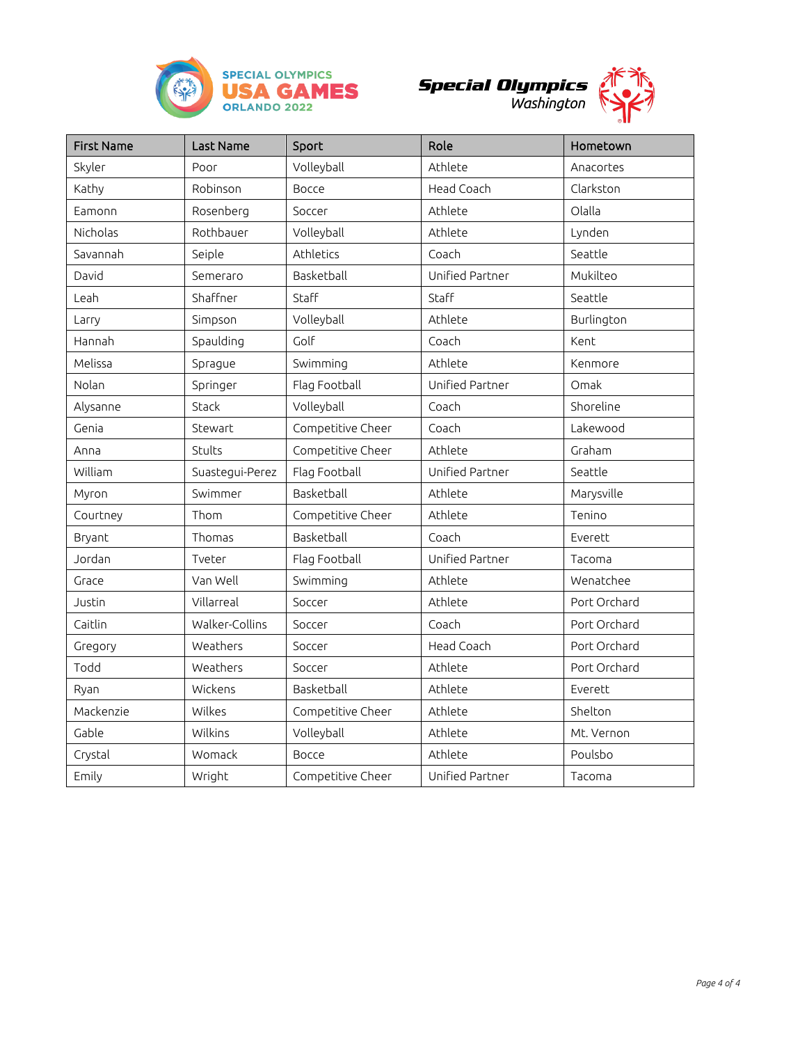| First Name | Last Name | Sport | Role | Hometown |
|---|---|---|---|---|
| Skyler | Poor | Volleyball | Athlete | Anacortes |
| Kathy | Robinson | Bocce | Head Coach | Clarkston |
| Eamonn | Rosenberg | Soccer | Athlete | Olalla |
| Nicholas | Rothbauer | Volleyball | Athlete | Lynden |
| Savannah | Seiple | Athletics | Coach | Seattle |
| David | Semeraro | Basketball | Unified Partner | Mukilteo |
| Leah | Shaffner | Staff | Staff | Seattle |
| Larry | Simpson | Volleyball | Athlete | Burlington |
| Hannah | Spaulding | Golf | Coach | Kent |
| Melissa | Sprague | Swimming | Athlete | Kenmore |
| Nolan | Springer | Flag Football | Unified Partner | Omak |
| Alysanne | Stack | Volleyball | Coach | Shoreline |
| Genia | Stewart | Competitive Cheer | Coach | Lakewood |
| Anna | Stults | Competitive Cheer | Athlete | Graham |
| William | Suastegui-Perez | Flag Football | Unified Partner | Seattle |
| Myron | Swimmer | Basketball | Athlete | Marysville |
| Courtney | Thom | Competitive Cheer | Athlete | Tenino |
| Bryant | Thomas | Basketball | Coach | Everett |
| Jordan | Tveter | Flag Football | Unified Partner | Tacoma |
| Grace | Van Well | Swimming | Athlete | Wenatchee |
| Justin | Villarreal | Soccer | Athlete | Port Orchard |
| Caitlin | Walker-Collins | Soccer | Coach | Port Orchard |
| Gregory | Weathers | Soccer | Head Coach | Port Orchard |
| Todd | Weathers | Soccer | Athlete | Port Orchard |
| Ryan | Wickens | Basketball | Athlete | Everett |
| Mackenzie | Wilkes | Competitive Cheer | Athlete | Shelton |
| Gable | Wilkins | Volleyball | Athlete | Mt. Vernon |
| Crystal | Womack | Bocce | Athlete | Poulsbo |
| Emily | Wright | Competitive Cheer | Unified Partner | Tacoma |